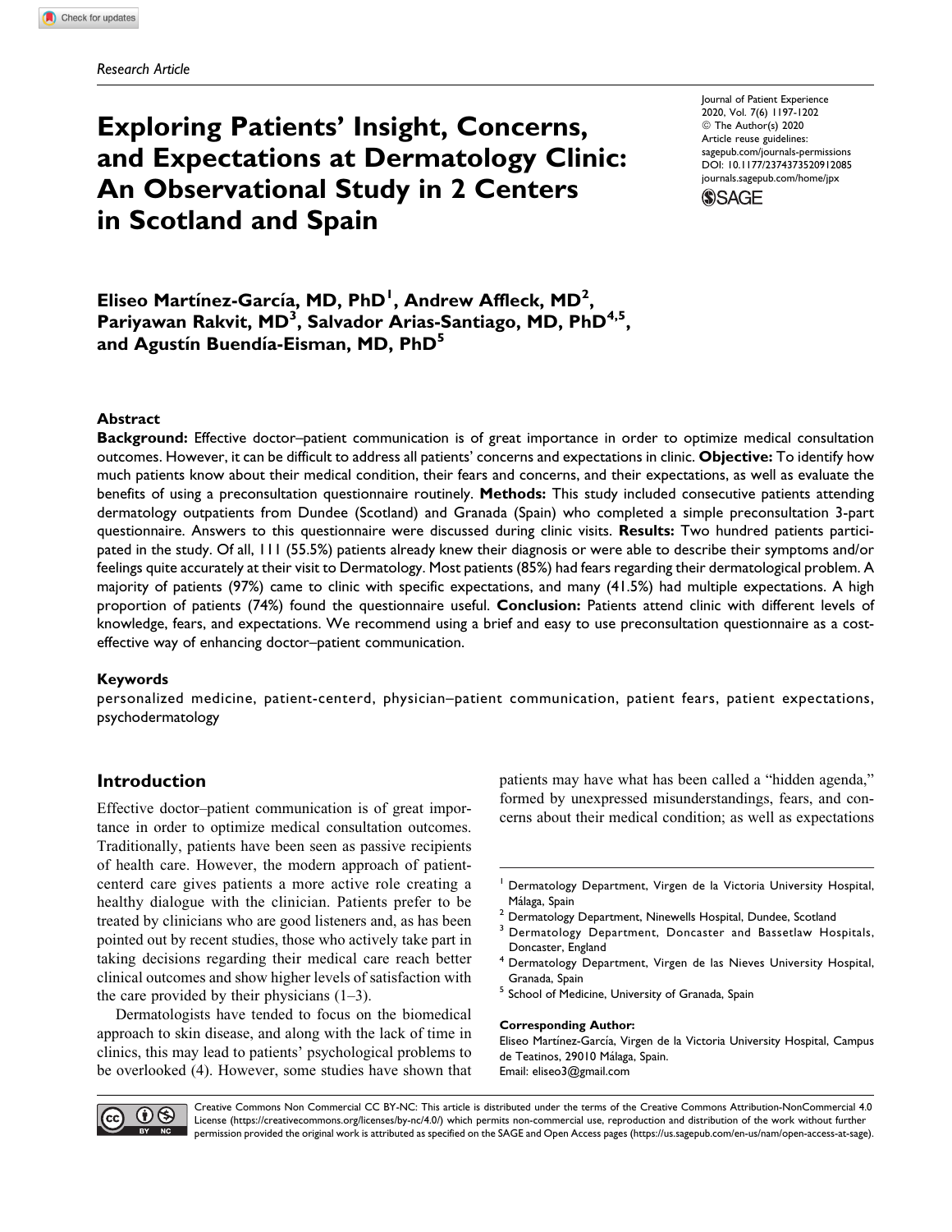*Research Article*

# Exploring Patients' Insight, Concerns, and Expectations at Dermatology Clinic: An Observational Study in 2 Centers in Scotland and Spain

Journal of Patient Experience
2020, Vol. 7(6) 1197-1202
© The Author(s) 2020
Article reuse guidelines:
sagepub.com/journals-permissions
DOI: 10.1177/2374373520912085
journals.sagepub.com/home/jpx

**Eliseo Martínez-García, MD, PhD[1], Andrew Affleck, MD[2], Pariyawan Rakvit, MD[3], Salvador Arias-Santiago, MD, PhD[4,5], and Agustín Buendía-Eisman, MD, PhD[5]**

## Abstract

**Background:** Effective doctor–patient communication is of great importance in order to optimize medical consultation outcomes. However, it can be difficult to address all patients' concerns and expectations in clinic. **Objective:** To identify how much patients know about their medical condition, their fears and concerns, and their expectations, as well as evaluate the benefits of using a preconsultation questionnaire routinely. **Methods:** This study included consecutive patients attending dermatology outpatients from Dundee (Scotland) and Granada (Spain) who completed a simple preconsultation 3-part questionnaire. Answers to this questionnaire were discussed during clinic visits. **Results:** Two hundred patients participated in the study. Of all, 111 (55.5%) patients already knew their diagnosis or were able to describe their symptoms and/or feelings quite accurately at their visit to Dermatology. Most patients (85%) had fears regarding their dermatological problem. A majority of patients (97%) came to clinic with specific expectations, and many (41.5%) had multiple expectations. A high proportion of patients (74%) found the questionnaire useful. **Conclusion:** Patients attend clinic with different levels of knowledge, fears, and expectations. We recommend using a brief and easy to use preconsultation questionnaire as a cost-effective way of enhancing doctor–patient communication.

### Keywords

personalized medicine, patient-centerd, physician–patient communication, patient fears, patient expectations, psychodermatology

## Introduction

Effective doctor–patient communication is of great importance in order to optimize medical consultation outcomes. Traditionally, patients have been seen as passive recipients of health care. However, the modern approach of patient-centerd care gives patients a more active role creating a healthy dialogue with the clinician. Patients prefer to be treated by clinicians who are good listeners and, as has been pointed out by recent studies, those who actively take part in taking decisions regarding their medical care reach better clinical outcomes and show higher levels of satisfaction with the care provided by their physicians (1–3).

Dermatologists have tended to focus on the biomedical approach to skin disease, and along with the lack of time in clinics, this may lead to patients' psychological problems to be overlooked (4). However, some studies have shown that patients may have what has been called a "hidden agenda," formed by unexpressed misunderstandings, fears, and concerns about their medical condition; as well as expectations

[1] Dermatology Department, Virgen de la Victoria University Hospital, Málaga, Spain
[2] Dermatology Department, Ninewells Hospital, Dundee, Scotland
[3] Dermatology Department, Doncaster and Bassetlaw Hospitals, Doncaster, England
[4] Dermatology Department, Virgen de las Nieves University Hospital, Granada, Spain
[5] School of Medicine, University of Granada, Spain

**Corresponding Author:**
Eliseo Martínez-García, Virgen de la Victoria University Hospital, Campus de Teatinos, 29010 Málaga, Spain.
Email: eliseo3@gmail.com

Creative Commons Non Commercial CC BY-NC: This article is distributed under the terms of the Creative Commons Attribution-NonCommercial 4.0 License (https://creativecommons.org/licenses/by-nc/4.0/) which permits non-commercial use, reproduction and distribution of the work without further permission provided the original work is attributed as specified on the SAGE and Open Access pages (https://us.sagepub.com/en-us/nam/open-access-at-sage).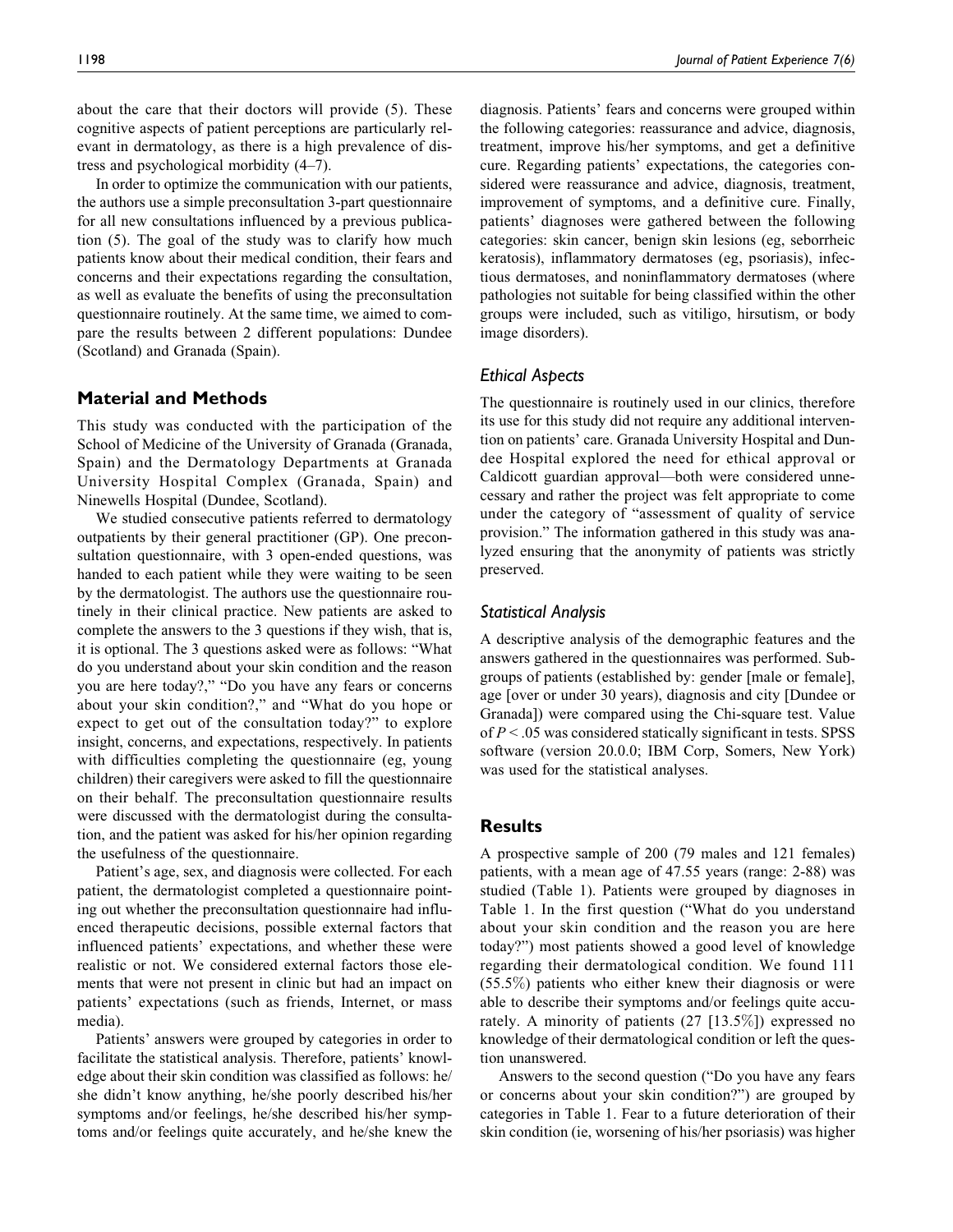about the care that their doctors will provide (5). These cognitive aspects of patient perceptions are particularly relevant in dermatology, as there is a high prevalence of distress and psychological morbidity (4–7).

In order to optimize the communication with our patients, the authors use a simple preconsultation 3-part questionnaire for all new consultations influenced by a previous publication (5). The goal of the study was to clarify how much patients know about their medical condition, their fears and concerns and their expectations regarding the consultation, as well as evaluate the benefits of using the preconsultation questionnaire routinely. At the same time, we aimed to compare the results between 2 different populations: Dundee (Scotland) and Granada (Spain).

## Material and Methods

This study was conducted with the participation of the School of Medicine of the University of Granada (Granada, Spain) and the Dermatology Departments at Granada University Hospital Complex (Granada, Spain) and Ninewells Hospital (Dundee, Scotland).

We studied consecutive patients referred to dermatology outpatients by their general practitioner (GP). One preconsultation questionnaire, with 3 open-ended questions, was handed to each patient while they were waiting to be seen by the dermatologist. The authors use the questionnaire routinely in their clinical practice. New patients are asked to complete the answers to the 3 questions if they wish, that is, it is optional. The 3 questions asked were as follows: "What do you understand about your skin condition and the reason you are here today?," "Do you have any fears or concerns about your skin condition?," and "What do you hope or expect to get out of the consultation today?" to explore insight, concerns, and expectations, respectively. In patients with difficulties completing the questionnaire (eg, young children) their caregivers were asked to fill the questionnaire on their behalf. The preconsultation questionnaire results were discussed with the dermatologist during the consultation, and the patient was asked for his/her opinion regarding the usefulness of the questionnaire.

Patient's age, sex, and diagnosis were collected. For each patient, the dermatologist completed a questionnaire pointing out whether the preconsultation questionnaire had influenced therapeutic decisions, possible external factors that influenced patients' expectations, and whether these were realistic or not. We considered external factors those elements that were not present in clinic but had an impact on patients' expectations (such as friends, Internet, or mass media).

Patients' answers were grouped by categories in order to facilitate the statistical analysis. Therefore, patients' knowledge about their skin condition was classified as follows: he/she didn't know anything, he/she poorly described his/her symptoms and/or feelings, he/she described his/her symptoms and/or feelings quite accurately, and he/she knew the diagnosis. Patients' fears and concerns were grouped within the following categories: reassurance and advice, diagnosis, treatment, improve his/her symptoms, and get a definitive cure. Regarding patients' expectations, the categories considered were reassurance and advice, diagnosis, treatment, improvement of symptoms, and a definitive cure. Finally, patients' diagnoses were gathered between the following categories: skin cancer, benign skin lesions (eg, seborrheic keratosis), inflammatory dermatoses (eg, psoriasis), infectious dermatoses, and noninflammatory dermatoses (where pathologies not suitable for being classified within the other groups were included, such as vitiligo, hirsutism, or body image disorders).

### Ethical Aspects

The questionnaire is routinely used in our clinics, therefore its use for this study did not require any additional intervention on patients' care. Granada University Hospital and Dundee Hospital explored the need for ethical approval or Caldicott guardian approval—both were considered unnecessary and rather the project was felt appropriate to come under the category of "assessment of quality of service provision." The information gathered in this study was analyzed ensuring that the anonymity of patients was strictly preserved.

### Statistical Analysis

A descriptive analysis of the demographic features and the answers gathered in the questionnaires was performed. Subgroups of patients (established by: gender [male or female], age [over or under 30 years), diagnosis and city [Dundee or Granada]) were compared using the Chi-square test. Value of $P < .05$ was considered statically significant in tests. SPSS software (version 20.0.0; IBM Corp, Somers, New York) was used for the statistical analyses.

## Results

A prospective sample of 200 (79 males and 121 females) patients, with a mean age of 47.55 years (range: 2-88) was studied (Table 1). Patients were grouped by diagnoses in Table 1. In the first question ("What do you understand about your skin condition and the reason you are here today?") most patients showed a good level of knowledge regarding their dermatological condition. We found 111 (55.5%) patients who either knew their diagnosis or were able to describe their symptoms and/or feelings quite accurately. A minority of patients (27 [13.5%]) expressed no knowledge of their dermatological condition or left the question unanswered.

Answers to the second question ("Do you have any fears or concerns about your skin condition?") are grouped by categories in Table 1. Fear to a future deterioration of their skin condition (ie, worsening of his/her psoriasis) was higher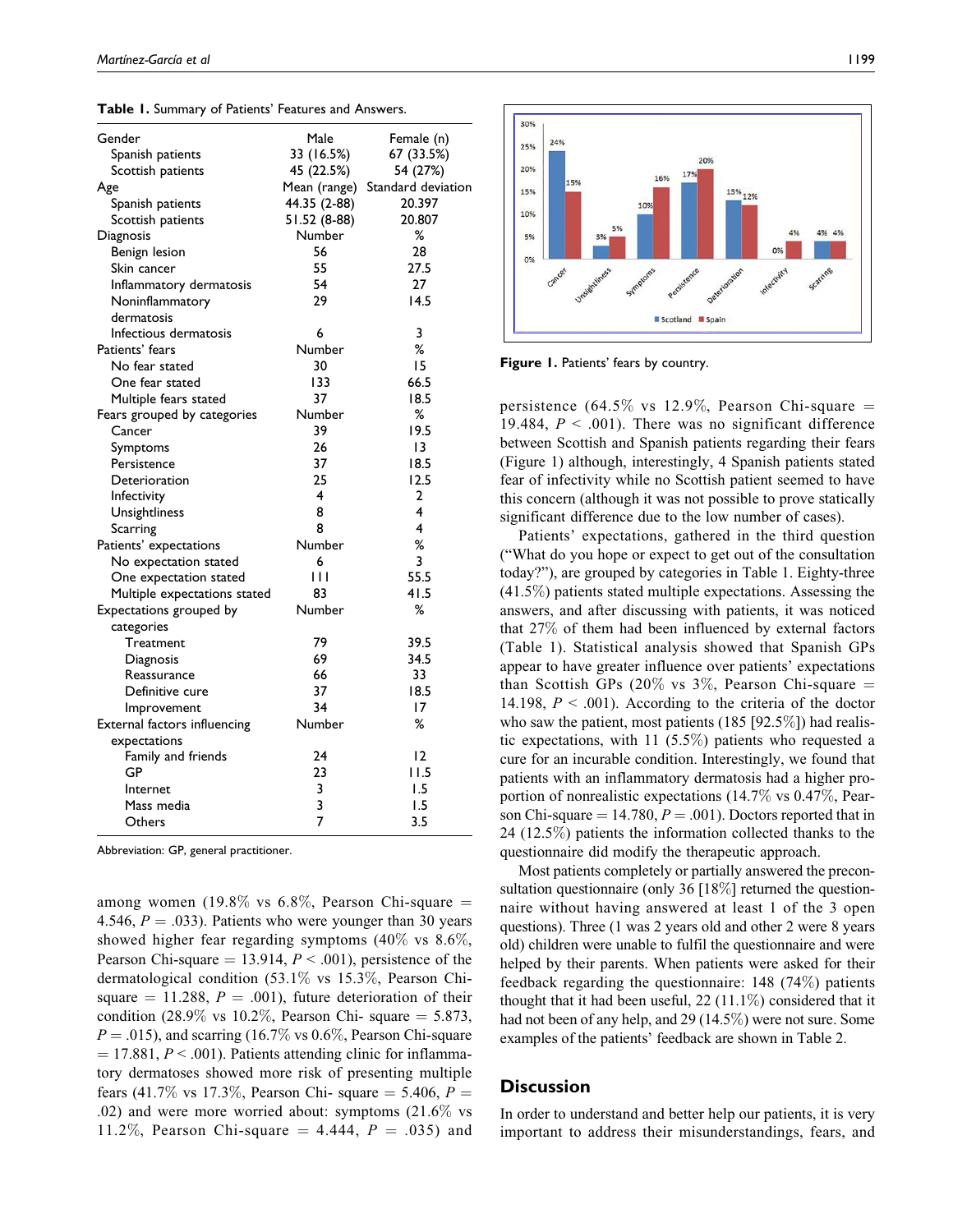**Table 1.** Summary of Patients' Features and Answers.

| | | |
|---|---|---|
| Gender | Male | Female (n) |
| Spanish patients | 33 (16.5%) | 67 (33.5%) |
| Scottish patients | 45 (22.5%) | 54 (27%) |
| Age | Mean (range) | Standard deviation |
| Spanish patients | 44.35 (2-88) | 20.397 |
| Scottish patients | 51.52 (8-88) | 20.807 |
| Diagnosis | Number | % |
| Benign lesion | 56 | 28 |
| Skin cancer | 55 | 27.5 |
| Inflammatory dermatosis | 54 | 27 |
| Noninflammatory dermatosis | 29 | 14.5 |
| Infectious dermatosis | 6 | 3 |
| Patients' fears | Number | % |
| No fear stated | 30 | 15 |
| One fear stated | 133 | 66.5 |
| Multiple fears stated | 37 | 18.5 |
| Fears grouped by categories | Number | % |
| Cancer | 39 | 19.5 |
| Symptoms | 26 | 13 |
| Persistence | 37 | 18.5 |
| Deterioration | 25 | 12.5 |
| Infectivity | 4 | 2 |
| Unsightliness | 8 | 4 |
| Scarring | 8 | 4 |
| Patients' expectations | Number | % |
| No expectation stated | 6 | 3 |
| One expectation stated | 111 | 55.5 |
| Multiple expectations stated | 83 | 41.5 |
| Expectations grouped by categories | Number | % |
| Treatment | 79 | 39.5 |
| Diagnosis | 69 | 34.5 |
| Reassurance | 66 | 33 |
| Definitive cure | 37 | 18.5 |
| Improvement | 34 | 17 |
| External factors influencing expectations | Number | % |
| Family and friends | 24 | 12 |
| GP | 23 | 11.5 |
| Internet | 3 | 1.5 |
| Mass media | 3 | 1.5 |
| Others | 7 | 3.5 |

Abbreviation: GP, general practitioner.

among women (19.8% vs 6.8%, Pearson Chi-square = 4.546, $P = .033$). Patients who were younger than 30 years showed higher fear regarding symptoms (40% vs 8.6%, Pearson Chi-square = 13.914, $P < .001$), persistence of the dermatological condition (53.1% vs 15.3%, Pearson Chi-square = 11.288, $P = .001$), future deterioration of their condition (28.9% vs 10.2%, Pearson Chi- square = 5.873, $P = .015$), and scarring (16.7% vs 0.6%, Pearson Chi-square = 17.881, $P < .001$). Patients attending clinic for inflammatory dermatoses showed more risk of presenting multiple fears (41.7% vs 17.3%, Pearson Chi- square = 5.406, $P = .02$) and were more worried about: symptoms (21.6% vs 11.2%, Pearson Chi-square = 4.444, $P = .035$) and persistence (64.5% vs 12.9%, Pearson Chi-square = 19.484, $P < .001$). There was no significant difference between Scottish and Spanish patients regarding their fears (Figure 1) although, interestingly, 4 Spanish patients stated fear of infectivity while no Scottish patient seemed to have this concern (although it was not possible to prove statically significant difference due to the low number of cases).

| | Cancer | Unsightliness | Symptoms | Persistence | Deterioration | Infectivity | Scarring |
|---|---|---|---|---|---|---|---|
| Scotland | 24% | 3% | 10% | 17% | 13% | 0% | 4% |
| Spain | 15% | 5% | 16% | 20% | 12% | 4% | 4% |

**Figure 1.** Patients' fears by country.

Patients' expectations, gathered in the third question ("What do you hope or expect to get out of the consultation today?"), are grouped by categories in Table 1. Eighty-three (41.5%) patients stated multiple expectations. Assessing the answers, and after discussing with patients, it was noticed that 27% of them had been influenced by external factors (Table 1). Statistical analysis showed that Spanish GPs appear to have greater influence over patients' expectations than Scottish GPs (20% vs 3%, Pearson Chi-square = 14.198, $P < .001$). According to the criteria of the doctor who saw the patient, most patients (185 [92.5%]) had realistic expectations, with 11 (5.5%) patients who requested a cure for an incurable condition. Interestingly, we found that patients with an inflammatory dermatosis had a higher proportion of nonrealistic expectations (14.7% vs 0.47%, Pearson Chi-square = 14.780, $P = .001$). Doctors reported that in 24 (12.5%) patients the information collected thanks to the questionnaire did modify the therapeutic approach.

Most patients completely or partially answered the preconsultation questionnaire (only 36 [18%] returned the questionnaire without having answered at least 1 of the 3 open questions). Three (1 was 2 years old and other 2 were 8 years old) children were unable to fulfil the questionnaire and were helped by their parents. When patients were asked for their feedback regarding the questionnaire: 148 (74%) patients thought that it had been useful, 22 (11.1%) considered that it had not been of any help, and 29 (14.5%) were not sure. Some examples of the patients' feedback are shown in Table 2.

## Discussion

In order to understand and better help our patients, it is very important to address their misunderstandings, fears, and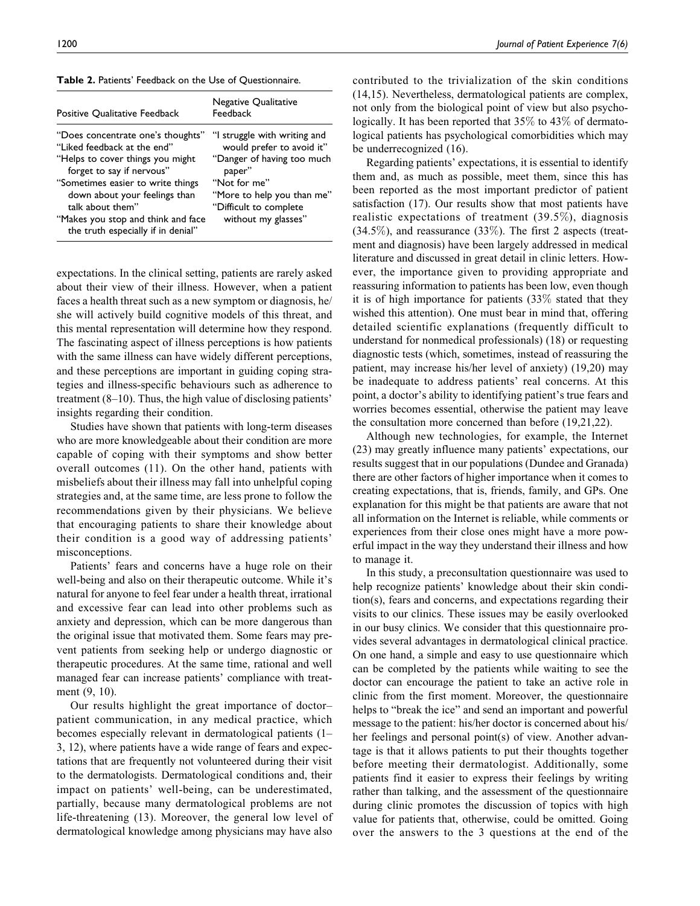**Table 2.** Patients' Feedback on the Use of Questionnaire.

| Positive Qualitative Feedback | Negative Qualitative Feedback |
|---|---|
| "Does concentrate one's thoughts" | "I struggle with writing and would prefer to avoid it" |
| "Liked feedback at the end" | "Danger of having too much paper" |
| "Helps to cover things you might forget to say if nervous" | "Not for me" |
| "Sometimes easier to write things down about your feelings than talk about them" | "More to help you than me" |
| "Makes you stop and think and face the truth especially if in denial" | "Difficult to complete without my glasses" |

expectations. In the clinical setting, patients are rarely asked about their view of their illness. However, when a patient faces a health threat such as a new symptom or diagnosis, he/she will actively build cognitive models of this threat, and this mental representation will determine how they respond. The fascinating aspect of illness perceptions is how patients with the same illness can have widely different perceptions, and these perceptions are important in guiding coping strategies and illness-specific behaviours such as adherence to treatment (8–10). Thus, the high value of disclosing patients' insights regarding their condition.

Studies have shown that patients with long-term diseases who are more knowledgeable about their condition are more capable of coping with their symptoms and show better overall outcomes (11). On the other hand, patients with misbeliefs about their illness may fall into unhelpful coping strategies and, at the same time, are less prone to follow the recommendations given by their physicians. We believe that encouraging patients to share their knowledge about their condition is a good way of addressing patients' misconceptions.

Patients' fears and concerns have a huge role on their well-being and also on their therapeutic outcome. While it's natural for anyone to feel fear under a health threat, irrational and excessive fear can lead into other problems such as anxiety and depression, which can be more dangerous than the original issue that motivated them. Some fears may prevent patients from seeking help or undergo diagnostic or therapeutic procedures. At the same time, rational and well managed fear can increase patients' compliance with treatment (9, 10).

Our results highlight the great importance of doctor–patient communication, in any medical practice, which becomes especially relevant in dermatological patients (1–3, 12), where patients have a wide range of fears and expectations that are frequently not volunteered during their visit to the dermatologists. Dermatological conditions and, their impact on patients' well-being, can be underestimated, partially, because many dermatological problems are not life-threatening (13). Moreover, the general low level of dermatological knowledge among physicians may have also contributed to the trivialization of the skin conditions (14,15). Nevertheless, dermatological patients are complex, not only from the biological point of view but also psychologically. It has been reported that 35% to 43% of dermatological patients has psychological comorbidities which may be underrecognized (16).

Regarding patients' expectations, it is essential to identify them and, as much as possible, meet them, since this has been reported as the most important predictor of patient satisfaction (17). Our results show that most patients have realistic expectations of treatment (39.5%), diagnosis (34.5%), and reassurance (33%). The first 2 aspects (treatment and diagnosis) have been largely addressed in medical literature and discussed in great detail in clinic letters. However, the importance given to providing appropriate and reassuring information to patients has been low, even though it is of high importance for patients (33% stated that they wished this attention). One must bear in mind that, offering detailed scientific explanations (frequently difficult to understand for nonmedical professionals) (18) or requesting diagnostic tests (which, sometimes, instead of reassuring the patient, may increase his/her level of anxiety) (19,20) may be inadequate to address patients' real concerns. At this point, a doctor's ability to identifying patient's true fears and worries becomes essential, otherwise the patient may leave the consultation more concerned than before (19,21,22).

Although new technologies, for example, the Internet (23) may greatly influence many patients' expectations, our results suggest that in our populations (Dundee and Granada) there are other factors of higher importance when it comes to creating expectations, that is, friends, family, and GPs. One explanation for this might be that patients are aware that not all information on the Internet is reliable, while comments or experiences from their close ones might have a more powerful impact in the way they understand their illness and how to manage it.

In this study, a preconsultation questionnaire was used to help recognize patients' knowledge about their skin condition(s), fears and concerns, and expectations regarding their visits to our clinics. These issues may be easily overlooked in our busy clinics. We consider that this questionnaire provides several advantages in dermatological clinical practice. On one hand, a simple and easy to use questionnaire which can be completed by the patients while waiting to see the doctor can encourage the patient to take an active role in clinic from the first moment. Moreover, the questionnaire helps to "break the ice" and send an important and powerful message to the patient: his/her doctor is concerned about his/her feelings and personal point(s) of view. Another advantage is that it allows patients to put their thoughts together before meeting their dermatologist. Additionally, some patients find it easier to express their feelings by writing rather than talking, and the assessment of the questionnaire during clinic promotes the discussion of topics with high value for patients that, otherwise, could be omitted. Going over the answers to the 3 questions at the end of the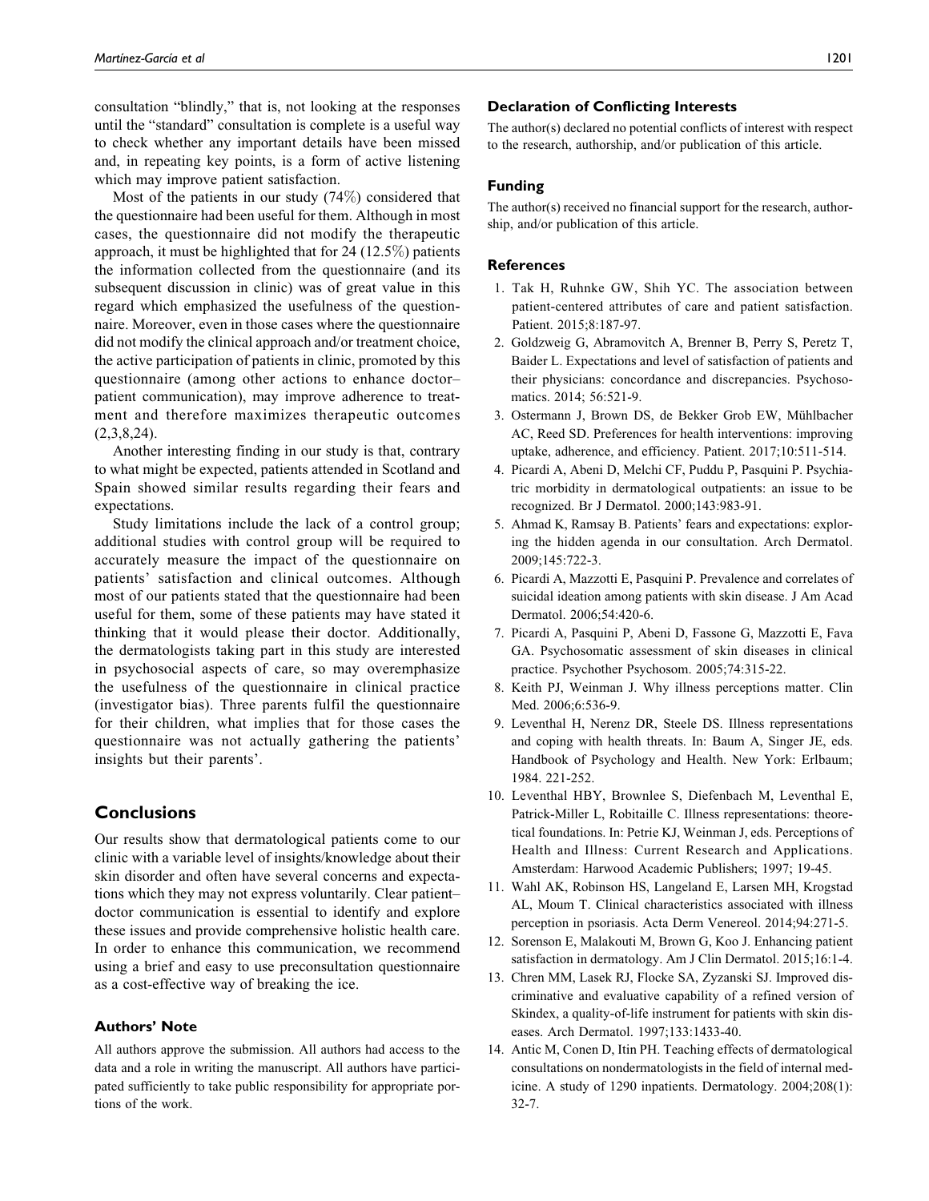consultation "blindly," that is, not looking at the responses until the "standard" consultation is complete is a useful way to check whether any important details have been missed and, in repeating key points, is a form of active listening which may improve patient satisfaction.

Most of the patients in our study (74%) considered that the questionnaire had been useful for them. Although in most cases, the questionnaire did not modify the therapeutic approach, it must be highlighted that for 24 (12.5%) patients the information collected from the questionnaire (and its subsequent discussion in clinic) was of great value in this regard which emphasized the usefulness of the questionnaire. Moreover, even in those cases where the questionnaire did not modify the clinical approach and/or treatment choice, the active participation of patients in clinic, promoted by this questionnaire (among other actions to enhance doctor–patient communication), may improve adherence to treatment and therefore maximizes therapeutic outcomes (2,3,8,24).

Another interesting finding in our study is that, contrary to what might be expected, patients attended in Scotland and Spain showed similar results regarding their fears and expectations.

Study limitations include the lack of a control group; additional studies with control group will be required to accurately measure the impact of the questionnaire on patients' satisfaction and clinical outcomes. Although most of our patients stated that the questionnaire had been useful for them, some of these patients may have stated it thinking that it would please their doctor. Additionally, the dermatologists taking part in this study are interested in psychosocial aspects of care, so may overemphasize the usefulness of the questionnaire in clinical practice (investigator bias). Three parents fulfil the questionnaire for their children, what implies that for those cases the questionnaire was not actually gathering the patients' insights but their parents'.

## Conclusions

Our results show that dermatological patients come to our clinic with a variable level of insights/knowledge about their skin disorder and often have several concerns and expectations which they may not express voluntarily. Clear patient–doctor communication is essential to identify and explore these issues and provide comprehensive holistic health care. In order to enhance this communication, we recommend using a brief and easy to use preconsultation questionnaire as a cost-effective way of breaking the ice.

### Authors' Note

All authors approve the submission. All authors had access to the data and a role in writing the manuscript. All authors have participated sufficiently to take public responsibility for appropriate portions of the work.

### Declaration of Conflicting Interests

The author(s) declared no potential conflicts of interest with respect to the research, authorship, and/or publication of this article.

### Funding

The author(s) received no financial support for the research, authorship, and/or publication of this article.

### References

1. Tak H, Ruhnke GW, Shih YC. The association between patient-centered attributes of care and patient satisfaction. Patient. 2015;8:187-97.
2. Goldzweig G, Abramovitch A, Brenner B, Perry S, Peretz T, Baider L. Expectations and level of satisfaction of patients and their physicians: concordance and discrepancies. Psychosomatics. 2014; 56:521-9.
3. Ostermann J, Brown DS, de Bekker Grob EW, Mühlbacher AC, Reed SD. Preferences for health interventions: improving uptake, adherence, and efficiency. Patient. 2017;10:511-514.
4. Picardi A, Abeni D, Melchi CF, Puddu P, Pasquini P. Psychiatric morbidity in dermatological outpatients: an issue to be recognized. Br J Dermatol. 2000;143:983-91.
5. Ahmad K, Ramsay B. Patients' fears and expectations: exploring the hidden agenda in our consultation. Arch Dermatol. 2009;145:722-3.
6. Picardi A, Mazzotti E, Pasquini P. Prevalence and correlates of suicidal ideation among patients with skin disease. J Am Acad Dermatol. 2006;54:420-6.
7. Picardi A, Pasquini P, Abeni D, Fassone G, Mazzotti E, Fava GA. Psychosomatic assessment of skin diseases in clinical practice. Psychother Psychosom. 2005;74:315-22.
8. Keith PJ, Weinman J. Why illness perceptions matter. Clin Med. 2006;6:536-9.
9. Leventhal H, Nerenz DR, Steele DS. Illness representations and coping with health threats. In: Baum A, Singer JE, eds. Handbook of Psychology and Health. New York: Erlbaum; 1984. 221-252.
10. Leventhal HBY, Brownlee S, Diefenbach M, Leventhal E, Patrick-Miller L, Robitaille C. Illness representations: theoretical foundations. In: Petrie KJ, Weinman J, eds. Perceptions of Health and Illness: Current Research and Applications. Amsterdam: Harwood Academic Publishers; 1997; 19-45.
11. Wahl AK, Robinson HS, Langeland E, Larsen MH, Krogstad AL, Moum T. Clinical characteristics associated with illness perception in psoriasis. Acta Derm Venereol. 2014;94:271-5.
12. Sorenson E, Malakouti M, Brown G, Koo J. Enhancing patient satisfaction in dermatology. Am J Clin Dermatol. 2015;16:1-4.
13. Chren MM, Lasek RJ, Flocke SA, Zyzanski SJ. Improved discriminative and evaluative capability of a refined version of Skindex, a quality-of-life instrument for patients with skin diseases. Arch Dermatol. 1997;133:1433-40.
14. Antic M, Conen D, Itin PH. Teaching effects of dermatological consultations on nondermatologists in the field of internal medicine. A study of 1290 inpatients. Dermatology. 2004;208(1): 32-7.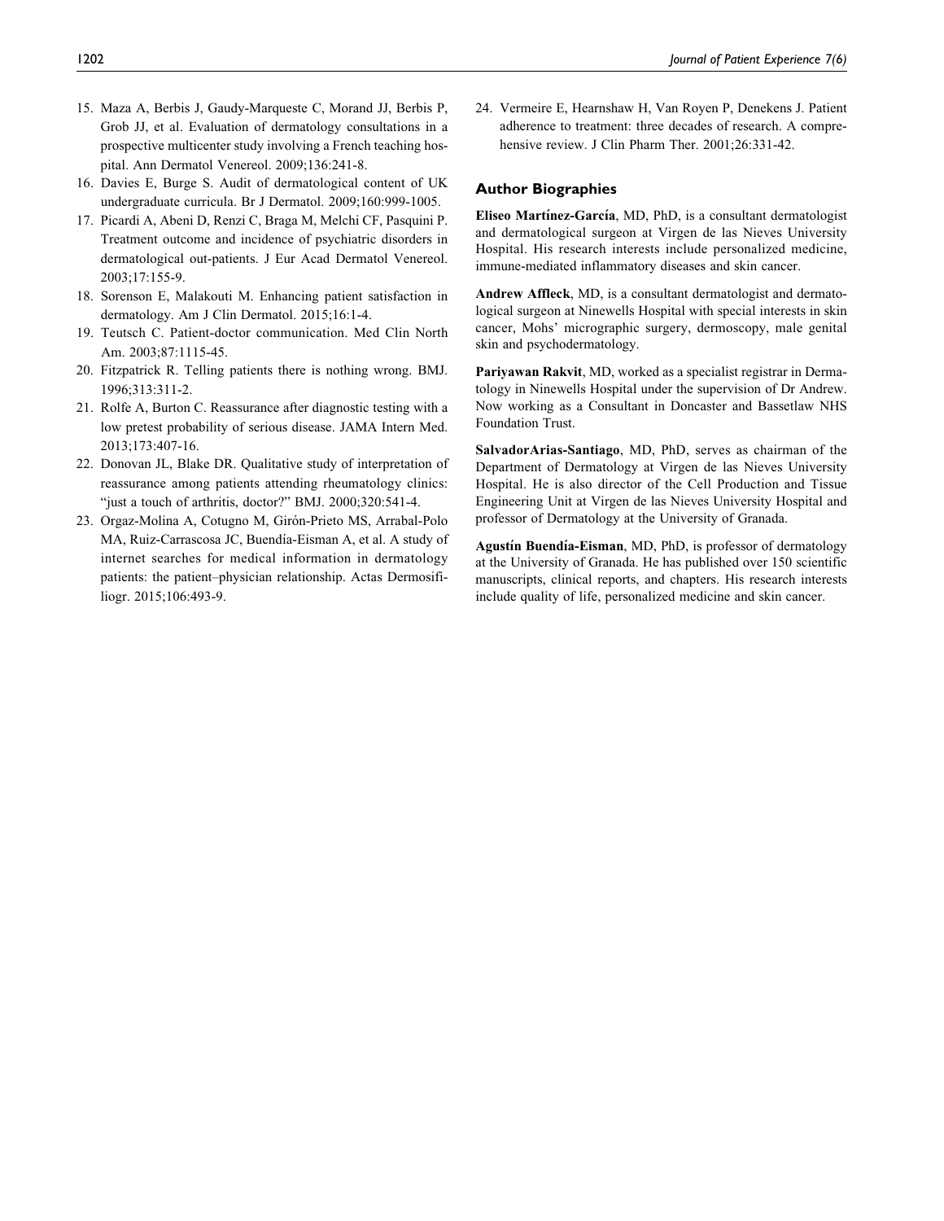15. Maza A, Berbis J, Gaudy-Marqueste C, Morand JJ, Berbis P, Grob JJ, et al. Evaluation of dermatology consultations in a prospective multicenter study involving a French teaching hospital. Ann Dermatol Venereol. 2009;136:241-8.
16. Davies E, Burge S. Audit of dermatological content of UK undergraduate curricula. Br J Dermatol. 2009;160:999-1005.
17. Picardi A, Abeni D, Renzi C, Braga M, Melchi CF, Pasquini P. Treatment outcome and incidence of psychiatric disorders in dermatological out-patients. J Eur Acad Dermatol Venereol. 2003;17:155-9.
18. Sorenson E, Malakouti M. Enhancing patient satisfaction in dermatology. Am J Clin Dermatol. 2015;16:1-4.
19. Teutsch C. Patient-doctor communication. Med Clin North Am. 2003;87:1115-45.
20. Fitzpatrick R. Telling patients there is nothing wrong. BMJ. 1996;313:311-2.
21. Rolfe A, Burton C. Reassurance after diagnostic testing with a low pretest probability of serious disease. JAMA Intern Med. 2013;173:407-16.
22. Donovan JL, Blake DR. Qualitative study of interpretation of reassurance among patients attending rheumatology clinics: "just a touch of arthritis, doctor?" BMJ. 2000;320:541-4.
23. Orgaz-Molina A, Cotugno M, Girón-Prieto MS, Arrabal-Polo MA, Ruiz-Carrascosa JC, Buendía-Eisman A, et al. A study of internet searches for medical information in dermatology patients: the patient–physician relationship. Actas Dermosifiliogr. 2015;106:493-9.
24. Vermeire E, Hearnshaw H, Van Royen P, Denekens J. Patient adherence to treatment: three decades of research. A comprehensive review. J Clin Pharm Ther. 2001;26:331-42.

## Author Biographies

**Eliseo Martínez-García**, MD, PhD, is a consultant dermatologist and dermatological surgeon at Virgen de las Nieves University Hospital. His research interests include personalized medicine, immune-mediated inflammatory diseases and skin cancer.

**Andrew Affleck**, MD, is a consultant dermatologist and dermatological surgeon at Ninewells Hospital with special interests in skin cancer, Mohs' micrographic surgery, dermoscopy, male genital skin and psychodermatology.

**Pariyawan Rakvit**, MD, worked as a specialist registrar in Dermatology in Ninewells Hospital under the supervision of Dr Andrew. Now working as a Consultant in Doncaster and Bassetlaw NHS Foundation Trust.

**SalvadorArias-Santiago**, MD, PhD, serves as chairman of the Department of Dermatology at Virgen de las Nieves University Hospital. He is also director of the Cell Production and Tissue Engineering Unit at Virgen de las Nieves University Hospital and professor of Dermatology at the University of Granada.

**Agustín Buendía-Eisman**, MD, PhD, is professor of dermatology at the University of Granada. He has published over 150 scientific manuscripts, clinical reports, and chapters. His research interests include quality of life, personalized medicine and skin cancer.